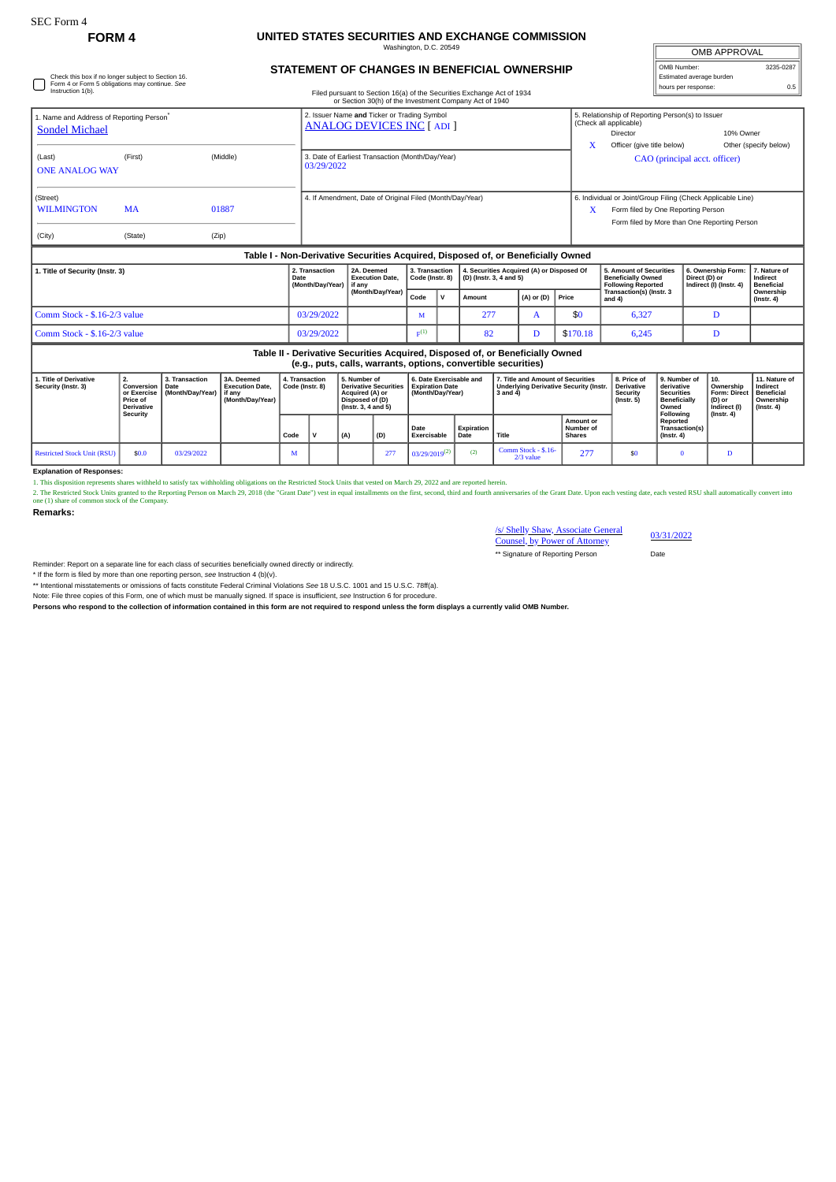SEC Form 4

# FORM 4

## UNITED STATES SECURITIES AND EXCHANGE COMMISSION

Washington, D.C. 20549

### STATEMENT OF CHANGES IN BENEFICIAL OWNERSHIP

Filed pursuant to Section 16(a) of the Securities Exchange Act of 1934 or Section 30(h) of the Investment Company Act of 1940

| OMB APPROVAL | |
|---|---|
| OMB Number: | 3235-0287 |
| Estimated average burden | |
| hours per response: | 0.5 |

☐ Check this box if no longer subject to Section 16. Form 4 or Form 5 obligations may continue. *See* Instruction 1(b).

1. Name and Address of Reporting Person*
Sondel Michael

(Last) (First) (Middle)
ONE ANALOG WAY

(Street)
WILMINGTON MA 01887

(City) (State) (Zip)

2. Issuer Name **and** Ticker or Trading Symbol
ANALOG DEVICES INC [ ADI ]

3. Date of Earliest Transaction (Month/Day/Year)
03/29/2022

4. If Amendment, Date of Original Filed (Month/Day/Year)

5. Relationship of Reporting Person(s) to Issuer (Check all applicable)
Director | 10% Owner
X Officer (give title below) | Other (specify below)
CAO (principal acct. officer)

6. Individual or Joint/Group Filing (Check Applicable Line)
X Form filed by One Reporting Person
Form filed by More than One Reporting Person

**Table I - Non-Derivative Securities Acquired, Disposed of, or Beneficially Owned**

| 1. Title of Security (Instr. 3) | 2. Transaction Date (Month/Day/Year) | 2A. Deemed Execution Date, if any (Month/Day/Year) | 3. Transaction Code (Instr. 8) | | 4. Securities Acquired (A) or Disposed Of (D) (Instr. 3, 4 and 5) | | | 5. Amount of Securities Beneficially Owned Following Reported Transaction(s) (Instr. 3 and 4) | 6. Ownership Form: Direct (D) or Indirect (I) (Instr. 4) | 7. Nature of Indirect Beneficial Ownership (Instr. 4) |
|---|---|---|---|---|---|---|---|---|---|---|
| | | | Code | V | Amount | (A) or (D) | Price | | | |
| Comm Stock - $.16-2/3 value | 03/29/2022 | | M | | 277 | A | $0 | 6,327 | D | |
| Comm Stock - $.16-2/3 value | 03/29/2022 | | F[1] | | 82 | D | $170.18 | 6,245 | D | |

**Table II - Derivative Securities Acquired, Disposed of, or Beneficially Owned (e.g., puts, calls, warrants, options, convertible securities)**

| 1. Title of Derivative Security (Instr. 3) | 2. Conversion or Exercise Price of Derivative Security | 3. Transaction Date (Month/Day/Year) | 3A. Deemed Execution Date, if any (Month/Day/Year) | 4. Transaction Code (Instr. 8) | | 5. Number of Derivative Securities Acquired (A) or Disposed of (D) (Instr. 3, 4 and 5) | | 6. Date Exercisable and Expiration Date (Month/Day/Year) | | 7. Title and Amount of Securities Underlying Derivative Security (Instr. 3 and 4) | | 8. Price of Derivative Security (Instr. 5) | 9. Number of derivative Securities Beneficially Owned Following Reported Transaction(s) (Instr. 4) | 10. Ownership Form: Direct (D) or Indirect (I) (Instr. 4) | 11. Nature of Indirect Beneficial Ownership (Instr. 4) |
|---|---|---|---|---|---|---|---|---|---|---|---|---|---|---|---|
| | | | | Code | V | (A) | (D) | Date Exercisable | Expiration Date | Title | Amount or Number of Shares | | | | |
| Restricted Stock Unit (RSU) | $0.0 | 03/29/2022 | | M | | | 277 | 03/29/2019[2] | (2) | Comm Stock - $.16-2/3 value | 277 | $0 | 0 | D | |

**Explanation of Responses:**

1. This disposition represents shares withheld to satisfy tax withholding obligations on the Restricted Stock Units that vested on March 29, 2022 and are reported herein.

2. The Restricted Stock Units granted to the Reporting Person on March 29, 2018 (the "Grant Date") vest in equal installments on the first, second, third and fourth anniversaries of the Grant Date. Upon each vesting date, each vested RSU shall automatically convert into one (1) share of common stock of the Company.

**Remarks:**

/s/ Shelly Shaw, Associate General Counsel, by Power of Attorney — 03/31/2022

** Signature of Reporting Person — Date

Reminder: Report on a separate line for each class of securities beneficially owned directly or indirectly.

\* If the form is filed by more than one reporting person, *see* Instruction 4 (b)(v).

** Intentional misstatements or omissions of facts constitute Federal Criminal Violations *See* 18 U.S.C. 1001 and 15 U.S.C. 78ff(a).

Note: File three copies of this Form, one of which must be manually signed. If space is insufficient, *see* Instruction 6 for procedure.

**Persons who respond to the collection of information contained in this form are not required to respond unless the form displays a currently valid OMB Number.**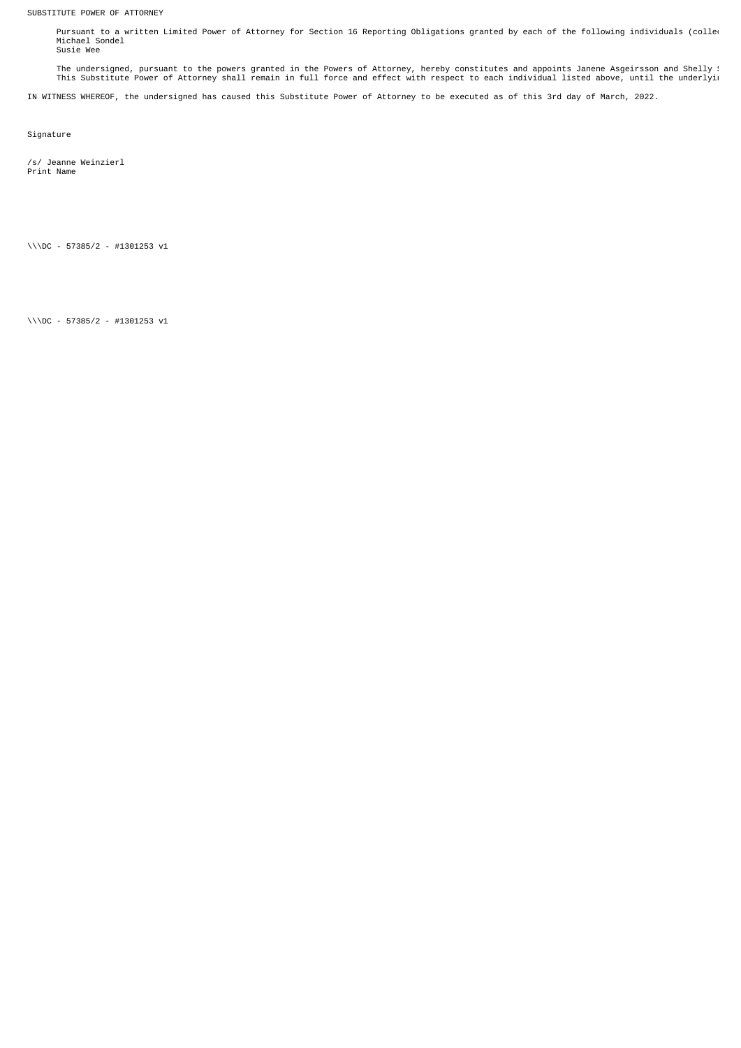SUBSTITUTE POWER OF ATTORNEY

Pursuant to a written Limited Power of Attorney for Section 16 Reporting Obligations granted by each of the following individuals (collec
Michael Sondel
Susie Wee

The undersigned, pursuant to the powers granted in the Powers of Attorney, hereby constitutes and appoints Janene Asgeirsson and Shelly S
This Substitute Power of Attorney shall remain in full force and effect with respect to each individual listed above, until the underlyin

IN WITNESS WHEREOF, the undersigned has caused this Substitute Power of Attorney to be executed as of this 3rd day of March, 2022.

Signature

/s/ Jeanne Weinzierl
Print Name

\\\DC - 57385/2 - #1301253 v1

\\\DC - 57385/2 - #1301253 v1